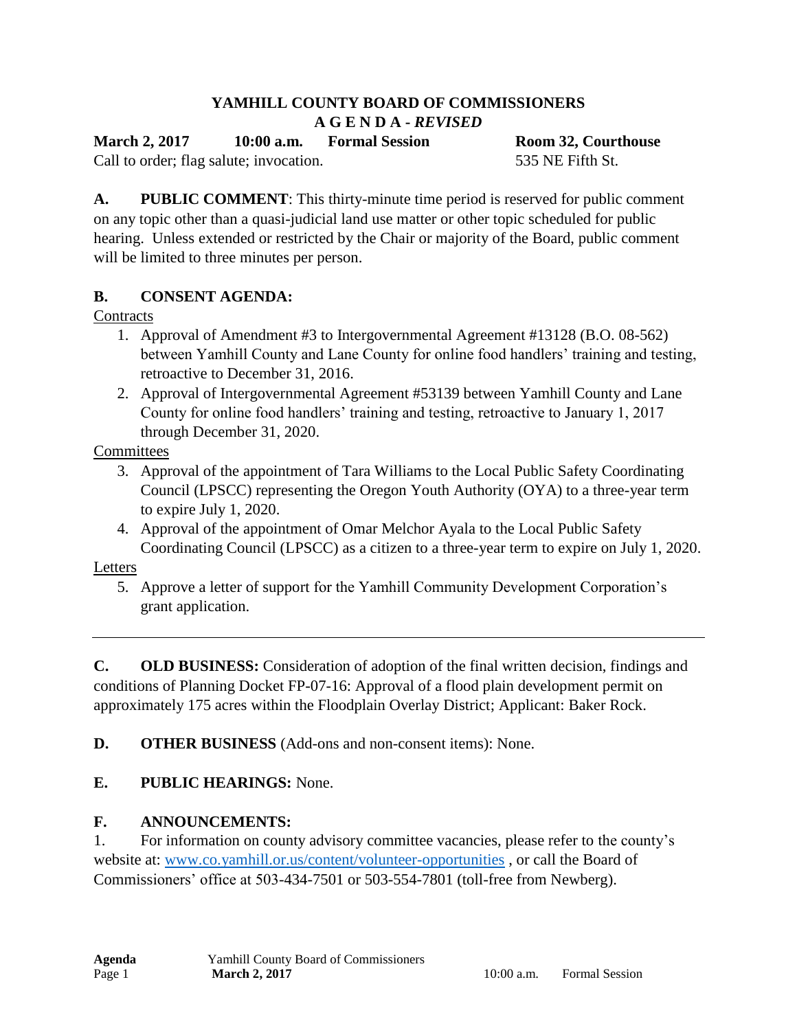# YAMHILL COUNTY BOARD OF COMMISSIONERS
## A G E N D A - *REVISED*

**March 2, 2017** **10:00 a.m.** **Formal Session** **Room 32, Courthouse**

Call to order; flag salute; invocation. 535 NE Fifth St.

**A. PUBLIC COMMENT**: This thirty-minute time period is reserved for public comment on any topic other than a quasi-judicial land use matter or other topic scheduled for public hearing. Unless extended or restricted by the Chair or majority of the Board, public comment will be limited to three minutes per person.

**B. CONSENT AGENDA:**

Contracts

1. Approval of Amendment #3 to Intergovernmental Agreement #13128 (B.O. 08-562) between Yamhill County and Lane County for online food handlers' training and testing, retroactive to December 31, 2016.
2. Approval of Intergovernmental Agreement #53139 between Yamhill County and Lane County for online food handlers' training and testing, retroactive to January 1, 2017 through December 31, 2020.

Committees

3. Approval of the appointment of Tara Williams to the Local Public Safety Coordinating Council (LPSCC) representing the Oregon Youth Authority (OYA) to a three-year term to expire July 1, 2020.
4. Approval of the appointment of Omar Melchor Ayala to the Local Public Safety Coordinating Council (LPSCC) as a citizen to a three-year term to expire on July 1, 2020.

Letters

5. Approve a letter of support for the Yamhill Community Development Corporation's grant application.

---

**C. OLD BUSINESS:** Consideration of adoption of the final written decision, findings and conditions of Planning Docket FP-07-16: Approval of a flood plain development permit on approximately 175 acres within the Floodplain Overlay District; Applicant: Baker Rock.

**D. OTHER BUSINESS** (Add-ons and non-consent items): None.

**E. PUBLIC HEARINGS:** None.

**F. ANNOUNCEMENTS:**

1. For information on county advisory committee vacancies, please refer to the county's website at: [www.co.yamhill.or.us/content/volunteer-opportunities](www.co.yamhill.or.us/content/volunteer-opportunities) , or call the Board of Commissioners' office at 503-434-7501 or 503-554-7801 (toll-free from Newberg).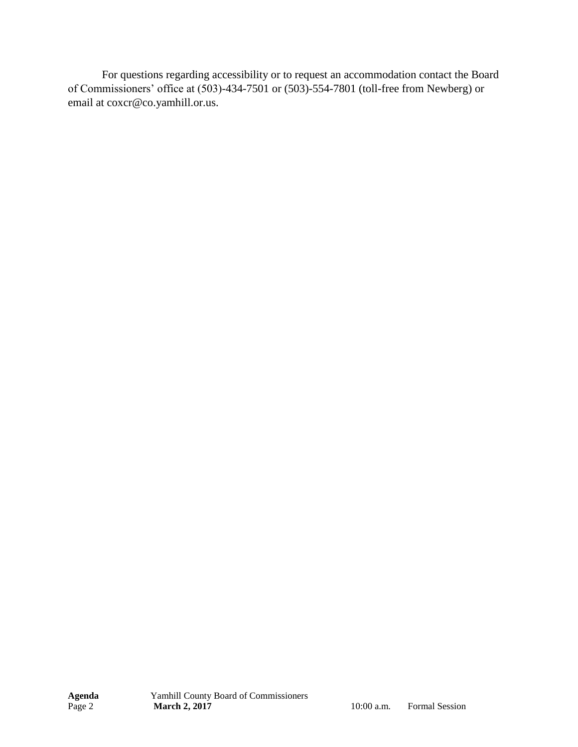For questions regarding accessibility or to request an accommodation contact the Board of Commissioners' office at (503)-434-7501 or (503)-554-7801 (toll-free from Newberg) or email at coxcr@co.yamhill.or.us.